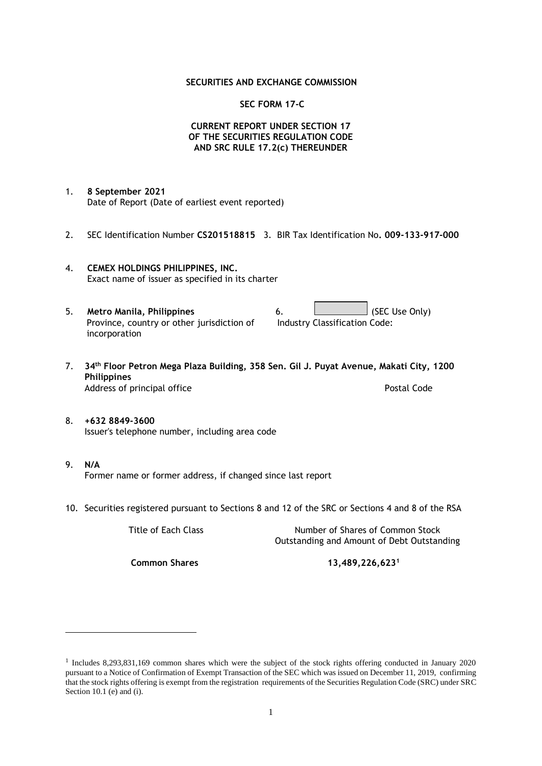**SECURITIES AND EXCHANGE COMMISSION**

**SEC FORM 17-C**

**CURRENT REPORT UNDER SECTION 17
OF THE SECURITIES REGULATION CODE
AND SRC RULE 17.2(c) THEREUNDER**

1. **8 September 2021**
   Date of Report (Date of earliest event reported)

2. SEC Identification Number **CS201518815** 3. BIR Tax Identification No**. 009-133-917-000**

4. **CEMEX HOLDINGS PHILIPPINES, INC.**
   Exact name of issuer as specified in its charter

5. **Metro Manila, Philippines**
   Province, country or other jurisdiction of incorporation

6. (SEC Use Only)
   Industry Classification Code:

7. **34th Floor Petron Mega Plaza Building, 358 Sen. Gil J. Puyat Avenue, Makati City, 1200 Philippines**
   Address of principal office — Postal Code

8. **+632 8849-3600**
   Issuer's telephone number, including area code

9. **N/A**
   Former name or former address, if changed since last report

10. Securities registered pursuant to Sections 8 and 12 of the SRC or Sections 4 and 8 of the RSA

| Title of Each Class | Number of Shares of Common Stock Outstanding and Amount of Debt Outstanding |
|---|---|
| **Common Shares** | **13,489,226,623**[1] |

[1] Includes 8,293,831,169 common shares which were the subject of the stock rights offering conducted in January 2020 pursuant to a Notice of Confirmation of Exempt Transaction of the SEC which was issued on December 11, 2019, confirming that the stock rights offering is exempt from the registration requirements of the Securities Regulation Code (SRC) under SRC Section 10.1 (e) and (i).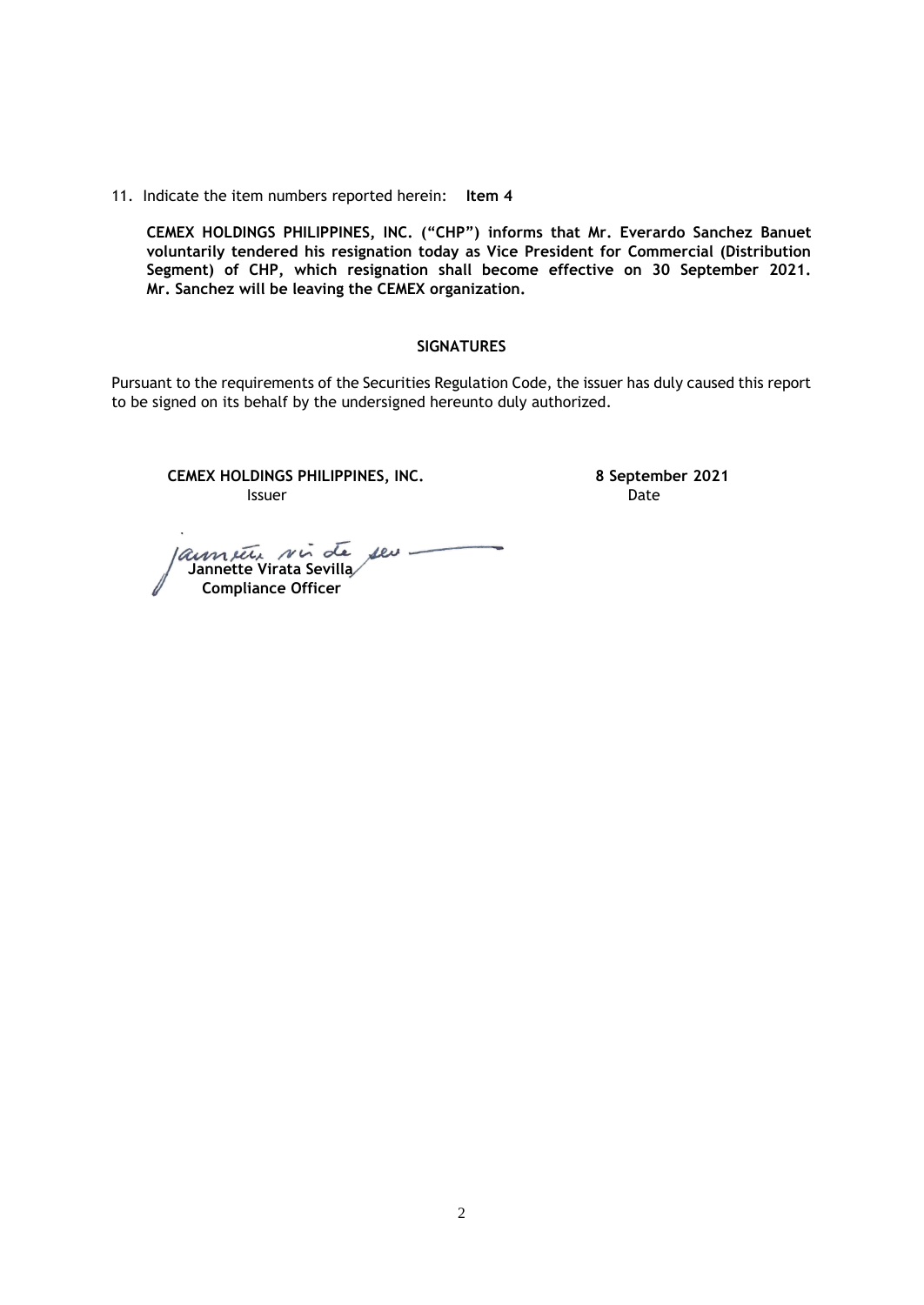11. Indicate the item numbers reported herein: **Item 4**

**CEMEX HOLDINGS PHILIPPINES, INC. ("CHP") informs that Mr. Everardo Sanchez Banuet voluntarily tendered his resignation today as Vice President for Commercial (Distribution Segment) of CHP, which resignation shall become effective on 30 September 2021. Mr. Sanchez will be leaving the CEMEX organization.**

**SIGNATURES**

Pursuant to the requirements of the Securities Regulation Code, the issuer has duly caused this report to be signed on its behalf by the undersigned hereunto duly authorized.

| | |
|---|---|
| **CEMEX HOLDINGS PHILIPPINES, INC.** | **8 September 2021** |
| Issuer | Date |

**Jannette Virata Sevilla**
**Compliance Officer**